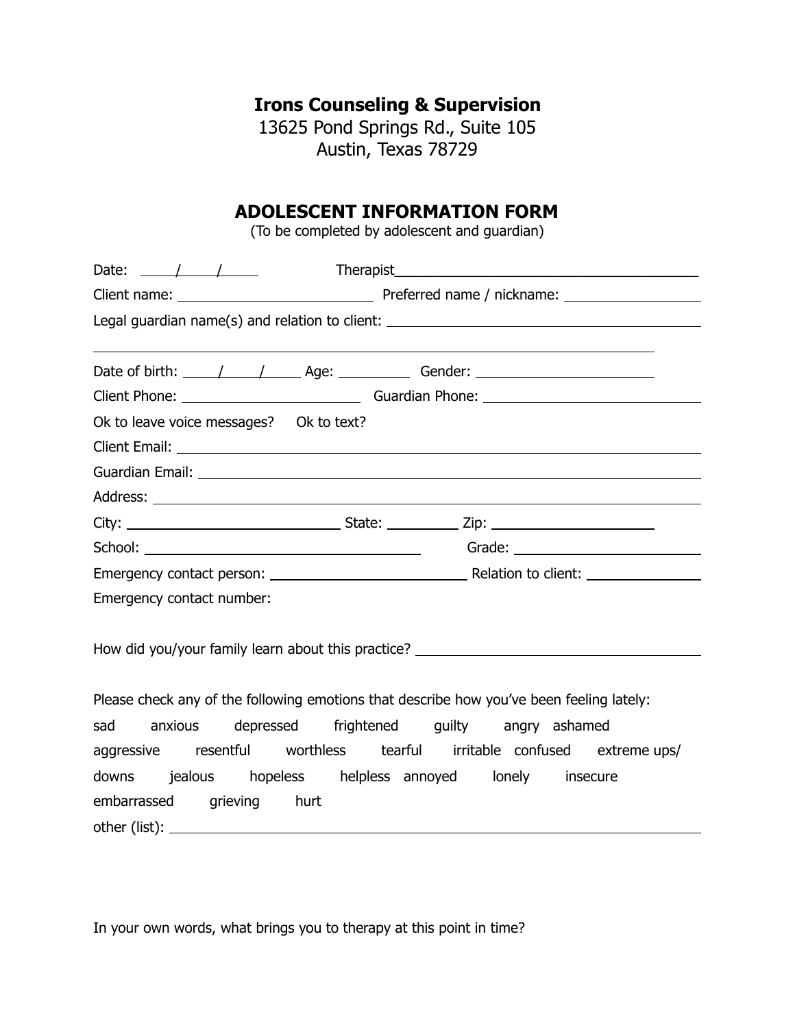**Irons Counseling & Supervision**

13625 Pond Springs Rd., Suite 105
Austin, Texas 78729

## ADOLESCENT INFORMATION FORM

(To be completed by adolescent and guardian)

Date: ____/____/____ Therapist________________________________________

Client name: __________________________ Preferred name / nickname: __________________

Legal guardian name(s) and relation to client: ____________________________________________

_____________________________________________________________________________

Date of birth: ____/____/____ Age: _________ Gender: _______________________

Client Phone: ________________________ Guardian Phone: ____________________________

Ok to leave voice messages? Ok to text?

Client Email: _________________________________________________________________

Guardian Email: _______________________________________________________________

Address: _____________________________________________________________________

City: ____________________________ State: _________ Zip: ____________________

School: _____________________________________ Grade: _________________________

Emergency contact person: __________________________ Relation to client: _______________

Emergency contact number:

How did you/your family learn about this practice? ____________________________________

Please check any of the following emotions that describe how you've been feeling lately:

sad anxious depressed frightened guilty angry ashamed aggressive resentful worthless tearful irritable confused extreme ups/downs jealous hopeless helpless annoyed lonely insecure embarrassed grieving hurt

other (list): __________________________________________________________________

In your own words, what brings you to therapy at this point in time?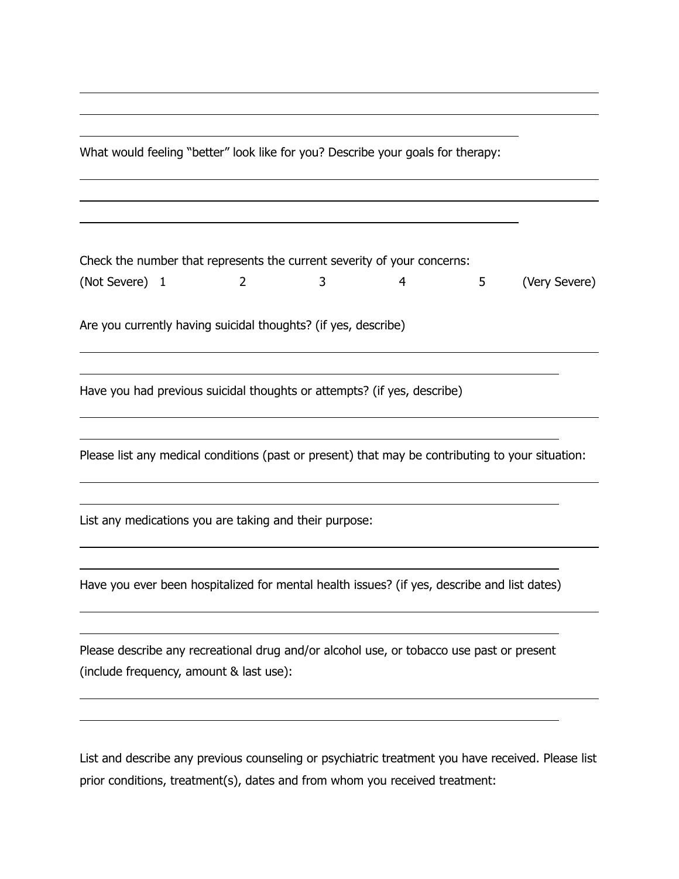What would feeling "better" look like for you? Describe your goals for therapy:

Check the number that represents the current severity of your concerns:

(Not Severe) 1 2 3 4 5 (Very Severe)

Are you currently having suicidal thoughts? (if yes, describe)

Have you had previous suicidal thoughts or attempts? (if yes, describe)

Please list any medical conditions (past or present) that may be contributing to your situation:

List any medications you are taking and their purpose:

Have you ever been hospitalized for mental health issues? (if yes, describe and list dates)

Please describe any recreational drug and/or alcohol use, or tobacco use past or present (include frequency, amount & last use):

List and describe any previous counseling or psychiatric treatment you have received. Please list prior conditions, treatment(s), dates and from whom you received treatment: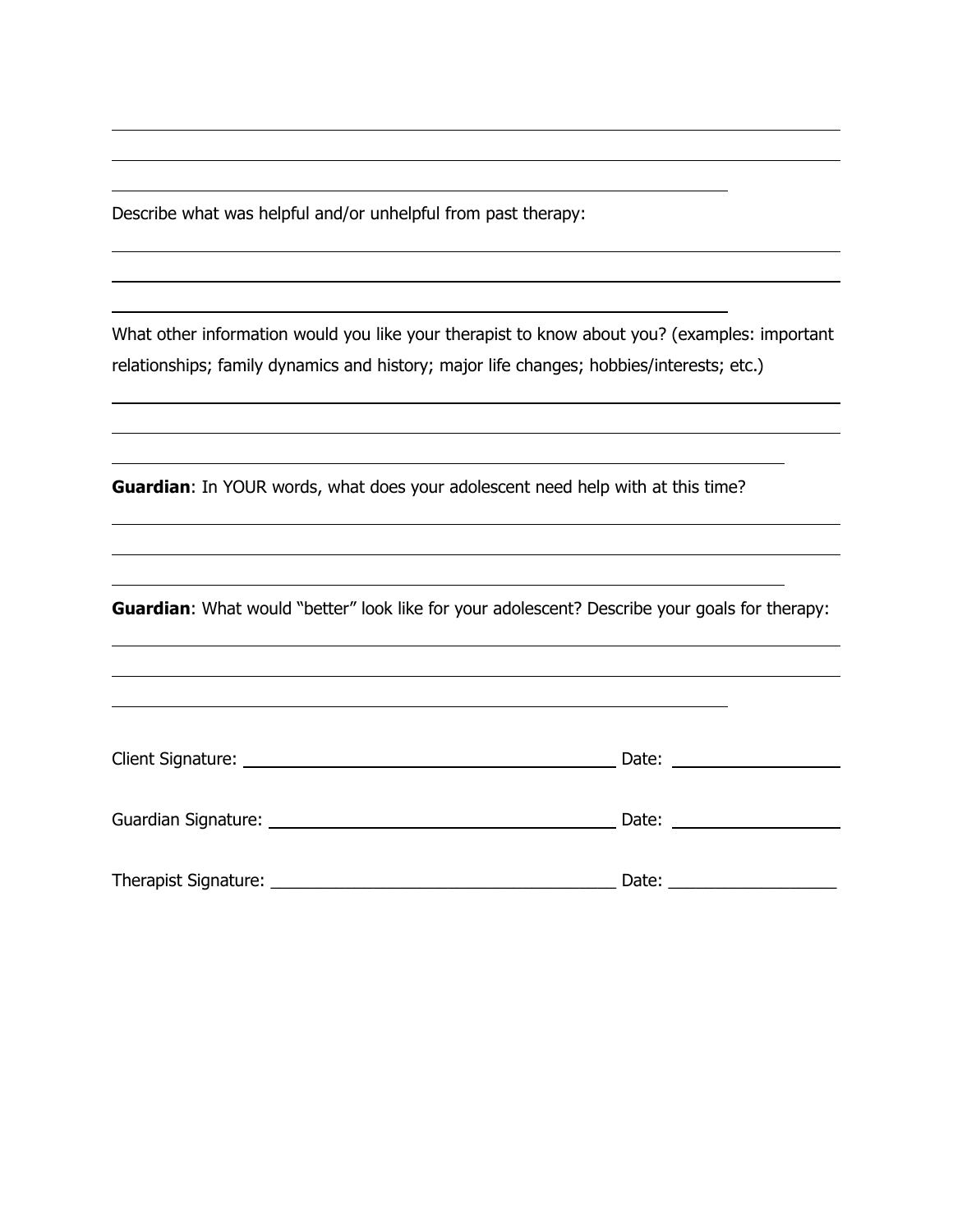Describe what was helpful and/or unhelpful from past therapy:

What other information would you like your therapist to know about you? (examples: important relationships; family dynamics and history; major life changes; hobbies/interests; etc.)

**Guardian**: In YOUR words, what does your adolescent need help with at this time?

**Guardian**: What would "better" look like for your adolescent? Describe your goals for therapy:

Client Signature: ______________________________________ Date: __________________

Guardian Signature: ____________________________________ Date: __________________

Therapist Signature: ___________________________________ Date: __________________